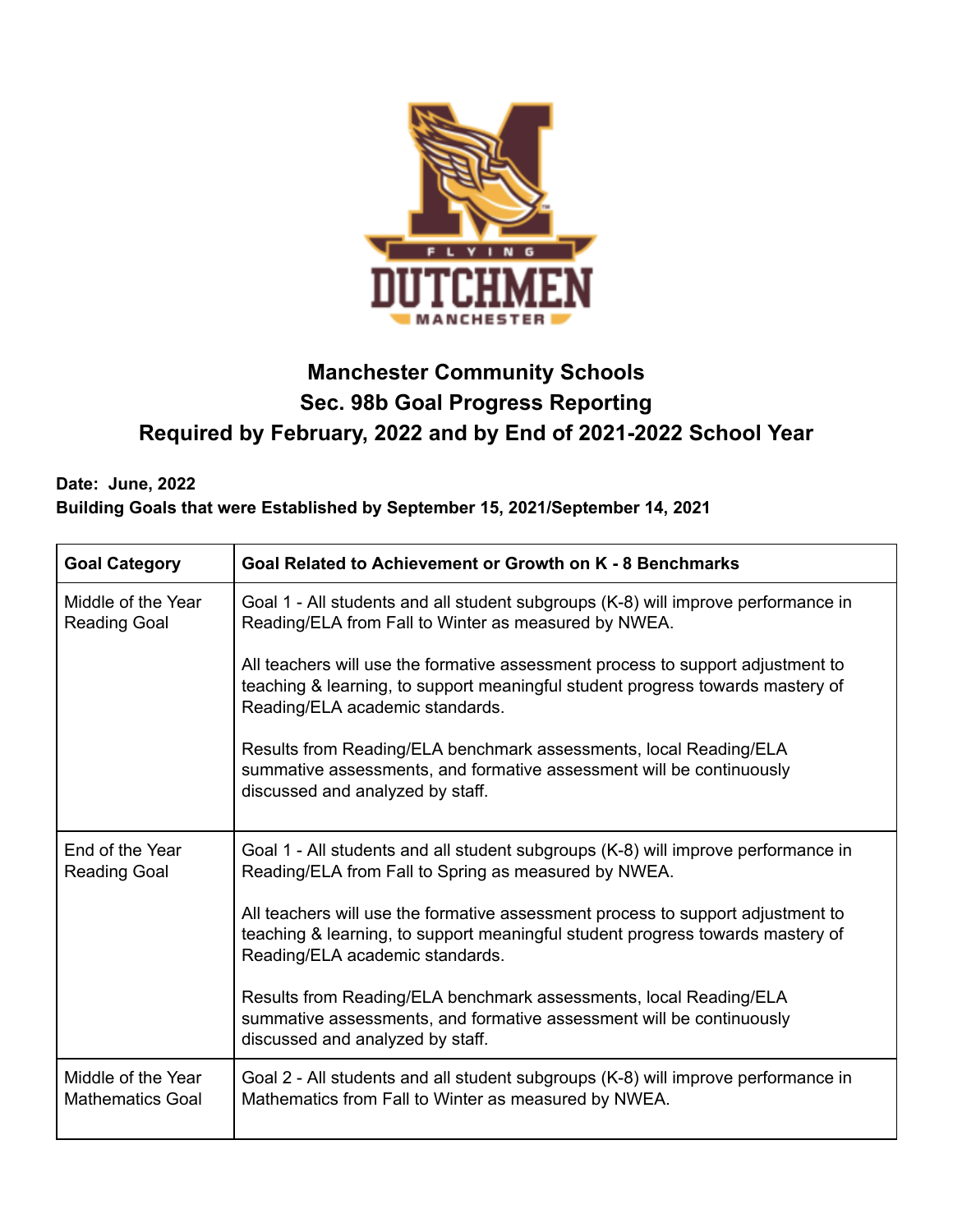# Manchester Community Schools
## Sec. 98b Goal Progress Reporting
## Required by February, 2022 and by End of 2021-2022 School Year

**Date: June, 2022**
**Building Goals that were Established by September 15, 2021/September 14, 2021**

| Goal Category | Goal Related to Achievement or Growth on K - 8 Benchmarks |
|---|---|
| Middle of the Year Reading Goal | Goal 1 - All students and all student subgroups (K-8) will improve performance in Reading/ELA from Fall to Winter as measured by NWEA.<br><br>All teachers will use the formative assessment process to support adjustment to teaching & learning, to support meaningful student progress towards mastery of Reading/ELA academic standards.<br><br>Results from Reading/ELA benchmark assessments, local Reading/ELA summative assessments, and formative assessment will be continuously discussed and analyzed by staff. |
| End of the Year Reading Goal | Goal 1 - All students and all student subgroups (K-8) will improve performance in Reading/ELA from Fall to Spring as measured by NWEA.<br><br>All teachers will use the formative assessment process to support adjustment to teaching & learning, to support meaningful student progress towards mastery of Reading/ELA academic standards.<br><br>Results from Reading/ELA benchmark assessments, local Reading/ELA summative assessments, and formative assessment will be continuously discussed and analyzed by staff. |
| Middle of the Year Mathematics Goal | Goal 2 - All students and all student subgroups (K-8) will improve performance in Mathematics from Fall to Winter as measured by NWEA. |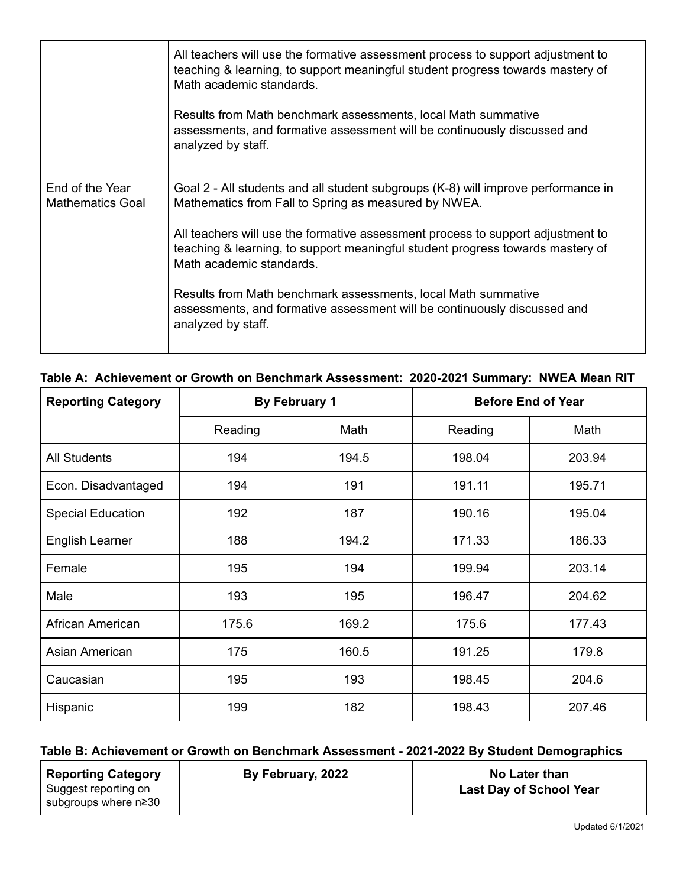| | |
|---|---|
| | All teachers will use the formative assessment process to support adjustment to teaching & learning, to support meaningful student progress towards mastery of Math academic standards.<br><br>Results from Math benchmark assessments, local Math summative assessments, and formative assessment will be continuously discussed and analyzed by staff. |
| End of the Year Mathematics Goal | Goal 2 - All students and all student subgroups (K-8) will improve performance in Mathematics from Fall to Spring as measured by NWEA.<br><br>All teachers will use the formative assessment process to support adjustment to teaching & learning, to support meaningful student progress towards mastery of Math academic standards.<br><br>Results from Math benchmark assessments, local Math summative assessments, and formative assessment will be continuously discussed and analyzed by staff. |

**Table A: Achievement or Growth on Benchmark Assessment: 2020-2021 Summary: NWEA Mean RIT**

| Reporting Category | By February 1 | | Before End of Year | |
|---|---|---|---|---|
| | Reading | Math | Reading | Math |
| All Students | 194 | 194.5 | 198.04 | 203.94 |
| Econ. Disadvantaged | 194 | 191 | 191.11 | 195.71 |
| Special Education | 192 | 187 | 190.16 | 195.04 |
| English Learner | 188 | 194.2 | 171.33 | 186.33 |
| Female | 195 | 194 | 199.94 | 203.14 |
| Male | 193 | 195 | 196.47 | 204.62 |
| African American | 175.6 | 169.2 | 175.6 | 177.43 |
| Asian American | 175 | 160.5 | 191.25 | 179.8 |
| Caucasian | 195 | 193 | 198.45 | 204.6 |
| Hispanic | 199 | 182 | 198.43 | 207.46 |

**Table B: Achievement or Growth on Benchmark Assessment - 2021-2022 By Student Demographics**

| **Reporting Category**<br>Suggest reporting on subgroups where n≥30 | **By February, 2022** | **No Later than Last Day of School Year** |
|---|---|---|

Updated 6/1/2021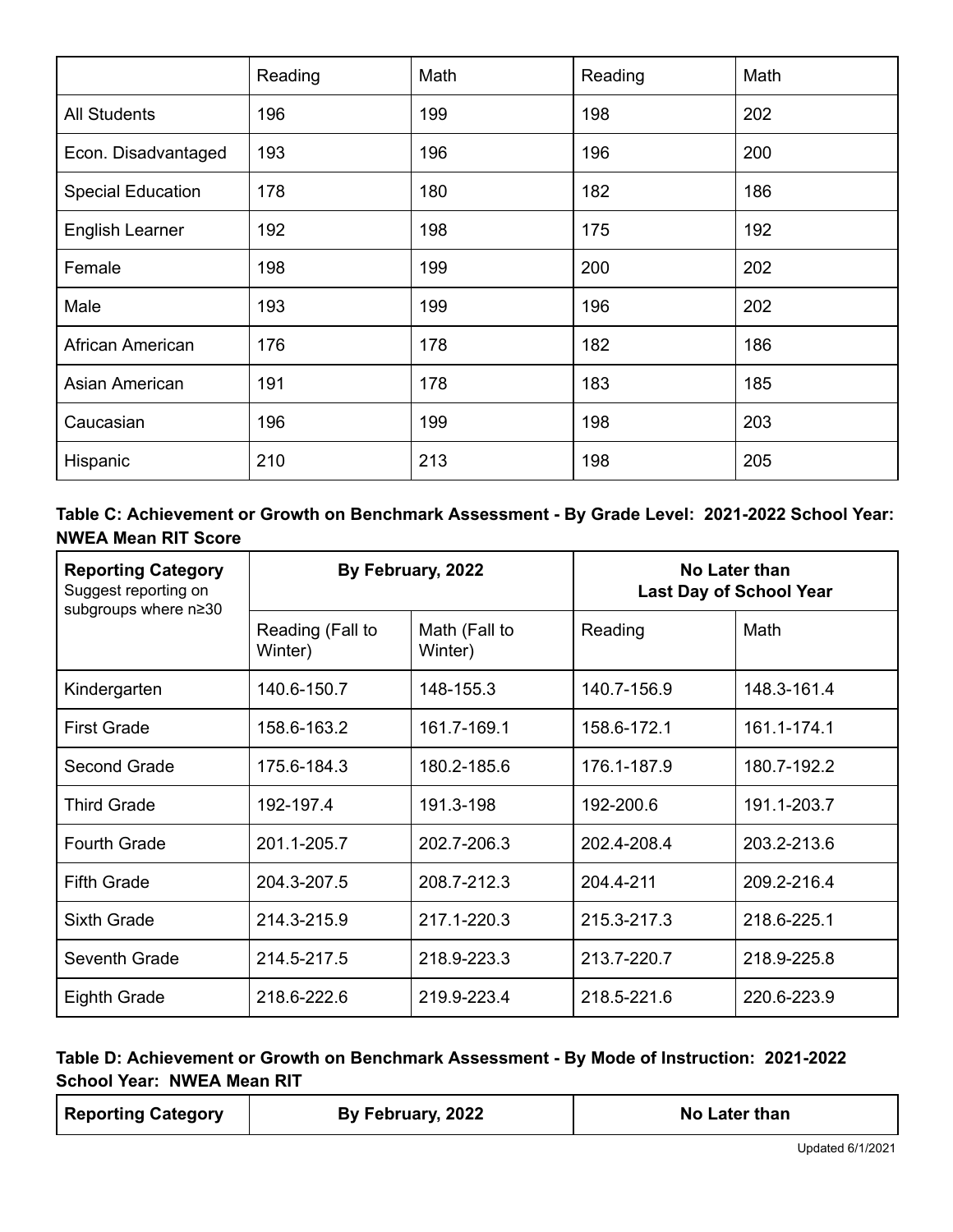| | Reading | Math | Reading | Math |
|---|---|---|---|---|
| All Students | 196 | 199 | 198 | 202 |
| Econ. Disadvantaged | 193 | 196 | 196 | 200 |
| Special Education | 178 | 180 | 182 | 186 |
| English Learner | 192 | 198 | 175 | 192 |
| Female | 198 | 199 | 200 | 202 |
| Male | 193 | 199 | 196 | 202 |
| African American | 176 | 178 | 182 | 186 |
| Asian American | 191 | 178 | 183 | 185 |
| Caucasian | 196 | 199 | 198 | 203 |
| Hispanic | 210 | 213 | 198 | 205 |

**Table C: Achievement or Growth on Benchmark Assessment - By Grade Level: 2021-2022 School Year: NWEA Mean RIT Score**

| **Reporting Category** Suggest reporting on subgroups where n≥30 | **By February, 2022** | | **No Later than Last Day of School Year** | |
|---|---|---|---|---|
| | Reading (Fall to Winter) | Math (Fall to Winter) | Reading | Math |
| Kindergarten | 140.6-150.7 | 148-155.3 | 140.7-156.9 | 148.3-161.4 |
| First Grade | 158.6-163.2 | 161.7-169.1 | 158.6-172.1 | 161.1-174.1 |
| Second Grade | 175.6-184.3 | 180.2-185.6 | 176.1-187.9 | 180.7-192.2 |
| Third Grade | 192-197.4 | 191.3-198 | 192-200.6 | 191.1-203.7 |
| Fourth Grade | 201.1-205.7 | 202.7-206.3 | 202.4-208.4 | 203.2-213.6 |
| Fifth Grade | 204.3-207.5 | 208.7-212.3 | 204.4-211 | 209.2-216.4 |
| Sixth Grade | 214.3-215.9 | 217.1-220.3 | 215.3-217.3 | 218.6-225.1 |
| Seventh Grade | 214.5-217.5 | 218.9-223.3 | 213.7-220.7 | 218.9-225.8 |
| Eighth Grade | 218.6-222.6 | 219.9-223.4 | 218.5-221.6 | 220.6-223.9 |

**Table D: Achievement or Growth on Benchmark Assessment - By Mode of Instruction: 2021-2022 School Year: NWEA Mean RIT**

| **Reporting Category** | **By February, 2022** | **No Later than** |
|---|---|---|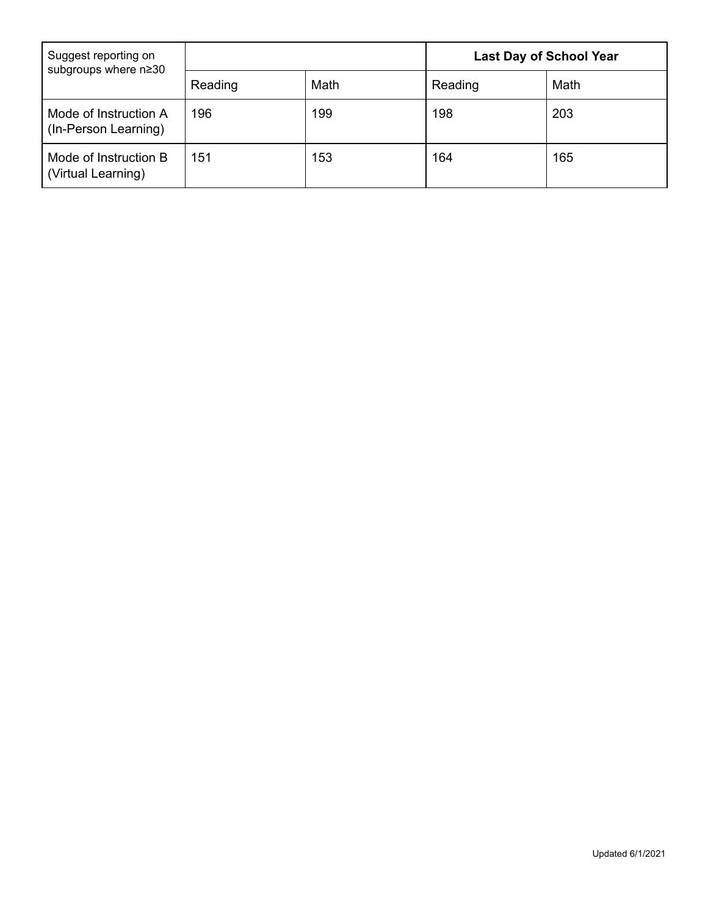| Suggest reporting on subgroups where n≥30 | | | **Last Day of School Year** | |
|---|---|---|---|---|
| | Reading | Math | Reading | Math |
| Mode of Instruction A (In-Person Learning) | 196 | 199 | 198 | 203 |
| Mode of Instruction B (Virtual Learning) | 151 | 153 | 164 | 165 |

Updated 6/1/2021